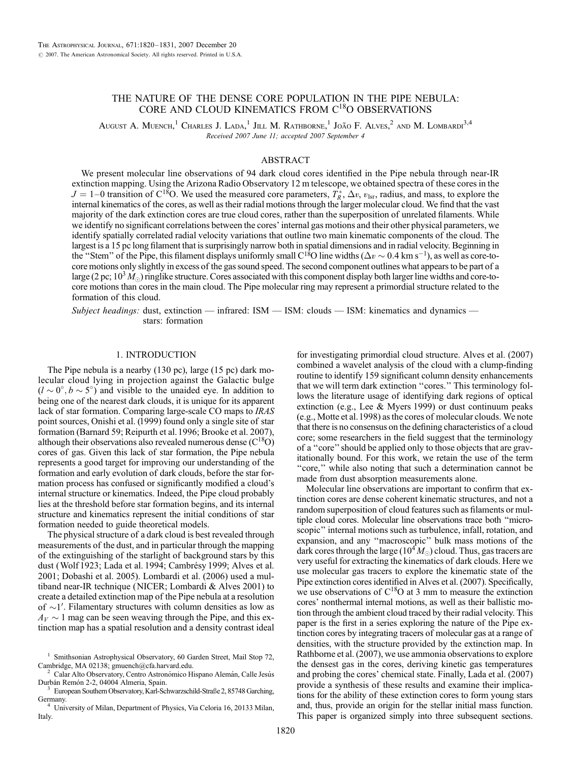# THE NATURE OF THE DENSE CORE POPULATION IN THE PIPE NEBULA: CORE AND CLOUD KINEMATICS FROM $C^{18}O$ OBSERVATIONS

August A. Muench,[1] Charles J. Lada,[1] Jill M. Rathborne,[1] João F. Alves,[2] and M. Lombardi[3,4]

*Received 2007 June 11; accepted 2007 September 4*

## ABSTRACT

We present molecular line observations of 94 dark cloud cores identified in the Pipe nebula through near-IR extinction mapping. Using the Arizona Radio Observatory 12 m telescope, we obtained spectra of these cores in the $J = 1$–$0$ transition of $C^{18}O$. We used the measured core parameters, $T_R^*$, $\Delta v$, $v_{\rm lsr}$, radius, and mass, to explore the internal kinematics of the cores, as well as their radial motions through the larger molecular cloud. We find that the vast majority of the dark extinction cores are true cloud cores, rather than the superposition of unrelated filaments. While we identify no significant correlations between the cores' internal gas motions and their other physical parameters, we identify spatially correlated radial velocity variations that outline two main kinematic components of the cloud. The largest is a 15 pc long filament that is surprisingly narrow both in spatial dimensions and in radial velocity. Beginning in the "Stem" of the Pipe, this filament displays uniformly small $C^{18}O$ line widths ($\Delta v \sim 0.4$ km s$^{-1}$), as well as core-to-core motions only slightly in excess of the gas sound speed. The second component outlines what appears to be part of a large (2 pc; $10^3\,M_\odot$) ringlike structure. Cores associated with this component display both larger line widths and core-to-core motions than cores in the main cloud. The Pipe molecular ring may represent a primordial structure related to the formation of this cloud.

*Subject headings:* dust, extinction — infrared: ISM — ISM: clouds — ISM: kinematics and dynamics — stars: formation

## 1. INTRODUCTION

The Pipe nebula is a nearby (130 pc), large (15 pc) dark molecular cloud lying in projection against the Galactic bulge ($l \sim 0°$, $b \sim 5°$) and visible to the unaided eye. In addition to being one of the nearest dark clouds, it is unique for its apparent lack of star formation. Comparing large-scale CO maps to *IRAS* point sources, Onishi et al. (1999) found only a single site of star formation (Barnard 59; Reipurth et al. 1996; Brooke et al. 2007), although their observations also revealed numerous dense ($C^{18}O$) cores of gas. Given this lack of star formation, the Pipe nebula represents a good target for improving our understanding of the formation and early evolution of dark clouds, before the star formation process has confused or significantly modified a cloud's internal structure or kinematics. Indeed, the Pipe cloud probably lies at the threshold before star formation begins, and its internal structure and kinematics represent the initial conditions of star formation needed to guide theoretical models.

The physical structure of a dark cloud is best revealed through measurements of the dust, and in particular through the mapping of the extinguishing of the starlight of background stars by this dust (Wolf 1923; Lada et al. 1994; Cambrésy 1999; Alves et al. 2001; Dobashi et al. 2005). Lombardi et al. (2006) used a multiband near-IR technique (NICER; Lombardi & Alves 2001) to create a detailed extinction map of the Pipe nebula at a resolution of $\sim 1'$. Filamentary structures with column densities as low as $A_V \sim 1$ mag can be seen weaving through the Pipe, and this extinction map has a spatial resolution and a density contrast ideal for investigating primordial cloud structure. Alves et al. (2007) combined a wavelet analysis of the cloud with a clump-finding routine to identify 159 significant column density enhancements that we will term dark extinction "cores." This terminology follows the literature usage of identifying dark regions of optical extinction (e.g., Lee & Myers 1999) or dust continuum peaks (e.g., Motte et al. 1998) as the cores of molecular clouds. We note that there is no consensus on the defining characteristics of a cloud core; some researchers in the field suggest that the terminology of a "core" should be applied only to those objects that are gravitationally bound. For this work, we retain the use of the term "core," while also noting that such a determination cannot be made from dust absorption measurements alone.

Molecular line observations are important to confirm that extinction cores are dense coherent kinematic structures, and not a random superposition of cloud features such as filaments or multiple cloud cores. Molecular line observations trace both "microscopic" internal motions such as turbulence, infall, rotation, and expansion, and any "macroscopic" bulk mass motions of the dark cores through the large ($10^4\,M_\odot$) cloud. Thus, gas tracers are very useful for extracting the kinematics of dark clouds. Here we use molecular gas tracers to explore the kinematic state of the Pipe extinction cores identified in Alves et al. (2007). Specifically, we use observations of $C^{18}O$ at 3 mm to measure the extinction cores' nonthermal internal motions, as well as their ballistic motion through the ambient cloud traced by their radial velocity. This paper is the first in a series exploring the nature of the Pipe extinction cores by integrating tracers of molecular gas at a range of densities, with the structure provided by the extinction map. In Rathborne et al. (2007), we use ammonia observations to explore the densest gas in the cores, deriving kinetic gas temperatures and probing the cores' chemical state. Finally, Lada et al. (2007) provide a synthesis of these results and examine their implications for the ability of these extinction cores to form young stars and, thus, provide an origin for the stellar initial mass function. This paper is organized simply into three subsequent sections.

---

[1] Smithsonian Astrophysical Observatory, 60 Garden Street, Mail Stop 72, Cambridge, MA 02138; gmuench@cfa.harvard.edu.

[2] Calar Alto Observatory, Centro Astronómico Hispano Alemán, Calle Jesús Durbán Remón 2-2, 04004 Almeria, Spain.

[3] European Southern Observatory, Karl-Schwarzschild-Straße 2, 85748 Garching, Germany.

[4] University of Milan, Department of Physics, Via Celoria 16, 20133 Milan, Italy.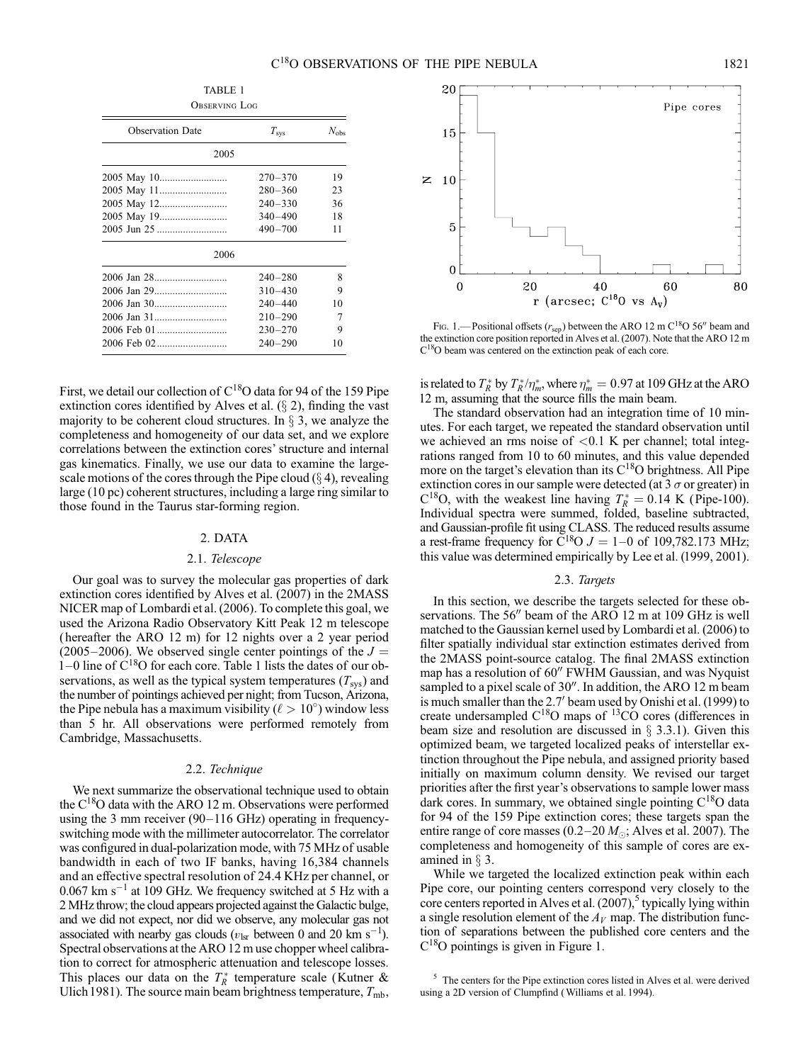TABLE 1

Observing Log

| Observation Date | $T_{sys}$ | $N_{obs}$ |
|---|---|---|
| 2005 | | |
| 2005 May 10 | 270–370 | 19 |
| 2005 May 11 | 280–360 | 23 |
| 2005 May 12 | 240–330 | 36 |
| 2005 May 19 | 340–490 | 18 |
| 2005 Jun 25 | 490–700 | 11 |
| 2006 | | |
| 2006 Jan 28 | 240–280 | 8 |
| 2006 Jan 29 | 310–430 | 9 |
| 2006 Jan 30 | 240–440 | 10 |
| 2006 Jan 31 | 210–290 | 7 |
| 2006 Feb 01 | 230–270 | 9 |
| 2006 Feb 02 | 240–290 | 10 |

First, we detail our collection of $C^{18}O$ data for 94 of the 159 Pipe extinction cores identified by Alves et al. (§ 2), finding the vast majority to be coherent cloud structures. In § 3, we analyze the completeness and homogeneity of our data set, and we explore correlations between the extinction cores' structure and internal gas kinematics. Finally, we use our data to examine the large-scale motions of the cores through the Pipe cloud (§ 4), revealing large (10 pc) coherent structures, including a large ring similar to those found in the Taurus star-forming region.

## 2. DATA

### 2.1. *Telescope*

Our goal was to survey the molecular gas properties of dark extinction cores identified by Alves et al. (2007) in the 2MASS NICER map of Lombardi et al. (2006). To complete this goal, we used the Arizona Radio Observatory Kitt Peak 12 m telescope (hereafter the ARO 12 m) for 12 nights over a 2 year period (2005–2006). We observed single center pointings of the $J = 1$–$0$ line of $C^{18}O$ for each core. Table 1 lists the dates of our observations, as well as the typical system temperatures ($T_{sys}$) and the number of pointings achieved per night; from Tucson, Arizona, the Pipe nebula has a maximum visibility ($\ell > 10°$) window less than 5 hr. All observations were performed remotely from Cambridge, Massachusetts.

### 2.2. *Technique*

We next summarize the observational technique used to obtain the $C^{18}O$ data with the ARO 12 m. Observations were performed using the 3 mm receiver (90–116 GHz) operating in frequency-switching mode with the millimeter autocorrelator. The correlator was configured in dual-polarization mode, with 75 MHz of usable bandwidth in each of two IF banks, having 16,384 channels and an effective spectral resolution of 24.4 KHz per channel, or 0.067 km $s^{-1}$ at 109 GHz. We frequency switched at 5 Hz with a 2 MHz throw; the cloud appears projected against the Galactic bulge, and we did not expect, nor did we observe, any molecular gas not associated with nearby gas clouds ($v_{lsr}$ between 0 and 20 km $s^{-1}$). Spectral observations at the ARO 12 m use chopper wheel calibration to correct for atmospheric attenuation and telescope losses. This places our data on the $T_R^*$ temperature scale (Kutner & Ulich 1981). The source main beam brightness temperature, $T_{mb}$, is related to $T_R^*$ by $T_R^*/\eta_m^*$, where $\eta_m^* = 0.97$ at 109 GHz at the ARO 12 m, assuming that the source fills the main beam.

The standard observation had an integration time of 10 minutes. For each target, we repeated the standard observation until we achieved an rms noise of <0.1 K per channel; total integrations ranged from 10 to 60 minutes, and this value depended more on the target's elevation than its $C^{18}O$ brightness. All Pipe extinction cores in our sample were detected (at 3 $\sigma$ or greater) in $C^{18}O$, with the weakest line having $T_R^* = 0.14$ K (Pipe-100). Individual spectra were summed, folded, baseline subtracted, and Gaussian-profile fit using CLASS. The reduced results assume a rest-frame frequency for $C^{18}O$ $J = 1$–$0$ of 109,782.173 MHz; this value was determined empirically by Lee et al. (1999, 2001).

FIG. 1.—Positional offsets ($r_{sep}$) between the ARO 12 m $C^{18}O$ 56″ beam and the extinction core position reported in Alves et al. (2007). Note that the ARO 12 m $C^{18}O$ beam was centered on the extinction peak of each core.

### 2.3. *Targets*

In this section, we describe the targets selected for these observations. The 56″ beam of the ARO 12 m at 109 GHz is well matched to the Gaussian kernel used by Lombardi et al. (2006) to filter spatially individual star extinction estimates derived from the 2MASS point-source catalog. The final 2MASS extinction map has a resolution of 60″ FWHM Gaussian, and was Nyquist sampled to a pixel scale of 30″. In addition, the ARO 12 m beam is much smaller than the 2.7′ beam used by Onishi et al. (1999) to create undersampled $C^{18}O$ maps of $^{13}CO$ cores (differences in beam size and resolution are discussed in § 3.3.1). Given this optimized beam, we targeted localized peaks of interstellar extinction throughout the Pipe nebula, and assigned priority based initially on maximum column density. We revised our target priorities after the first year's observations to sample lower mass dark cores. In summary, we obtained single pointing $C^{18}O$ data for 94 of the 159 Pipe extinction cores; these targets span the entire range of core masses (0.2–20 $M_\odot$; Alves et al. 2007). The completeness and homogeneity of this sample of cores are examined in § 3.

While we targeted the localized extinction peak within each Pipe core, our pointing centers correspond very closely to the core centers reported in Alves et al. (2007),[5] typically lying within a single resolution element of the $A_V$ map. The distribution function of separations between the published core centers and the $C^{18}O$ pointings is given in Figure 1.

[5] The centers for the Pipe extinction cores listed in Alves et al. were derived using a 2D version of Clumpfind (Williams et al. 1994).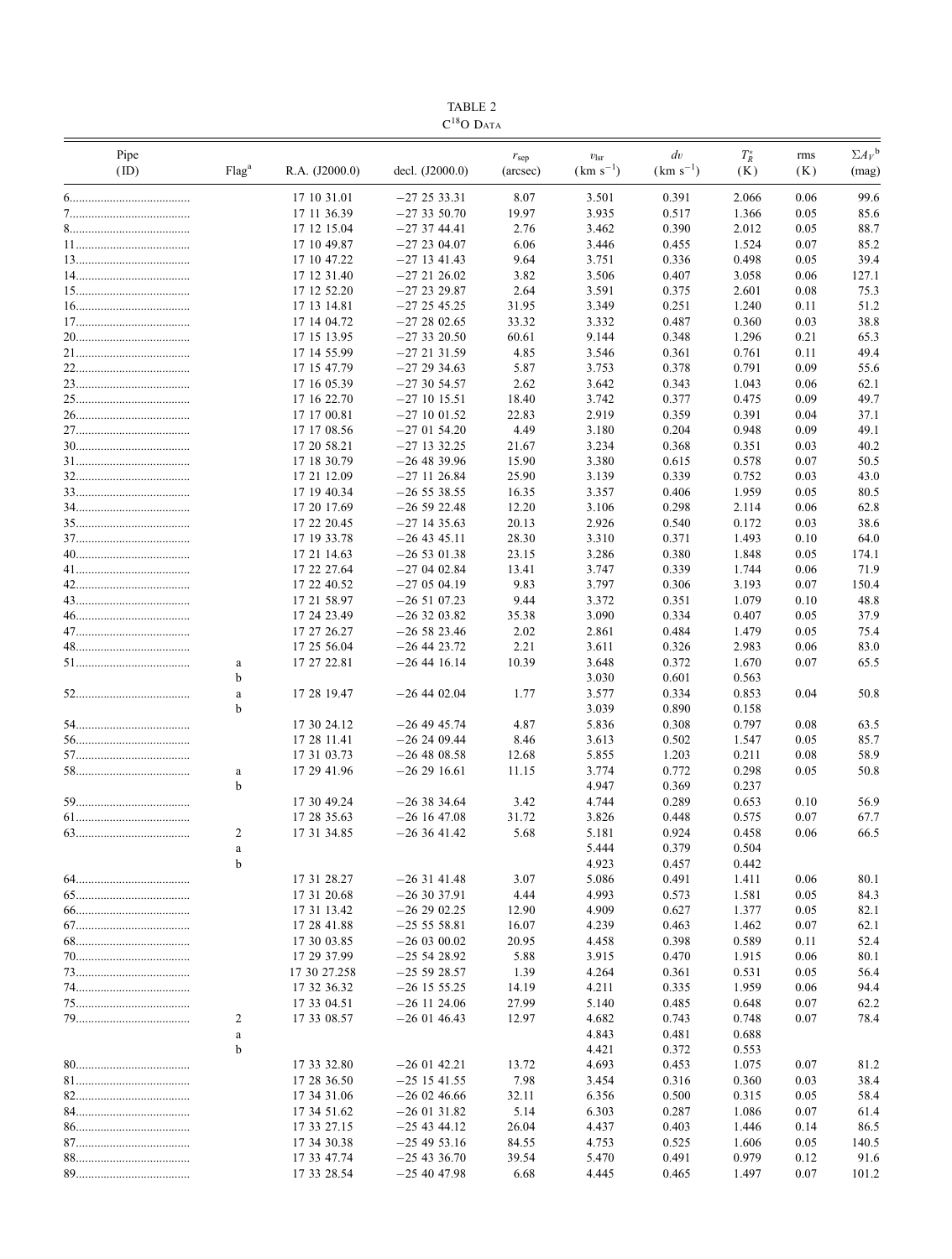TABLE 2

$C^{18}O$ Data

| Pipe (ID) | Flag[a] | R.A. (J2000.0) | decl. (J2000.0) | $r_{sep}$ (arcsec) | $v_{lsr}$ (km $s^{-1}$) | $dv$ (km $s^{-1}$) | $T_R^*$ (K) | rms (K) | $\Sigma A_V$[b] (mag) |
|---|---|---|---|---|---|---|---|---|---|
| 6 | | 17 10 31.01 | −27 25 33.31 | 8.07 | 3.501 | 0.391 | 2.066 | 0.06 | 99.6 |
| 7 | | 17 11 36.39 | −27 33 50.70 | 19.97 | 3.935 | 0.517 | 1.366 | 0.05 | 85.6 |
| 8 | | 17 12 15.04 | −27 37 44.41 | 2.76 | 3.462 | 0.390 | 2.012 | 0.05 | 88.7 |
| 11 | | 17 10 49.87 | −27 23 04.07 | 6.06 | 3.446 | 0.455 | 1.524 | 0.07 | 85.2 |
| 13 | | 17 10 47.22 | −27 13 41.43 | 9.64 | 3.751 | 0.336 | 0.498 | 0.05 | 39.4 |
| 14 | | 17 12 31.40 | −27 21 26.02 | 3.82 | 3.506 | 0.407 | 3.058 | 0.06 | 127.1 |
| 15 | | 17 12 52.20 | −27 23 29.87 | 2.64 | 3.591 | 0.375 | 2.601 | 0.08 | 75.3 |
| 16 | | 17 13 14.81 | −27 25 45.25 | 31.95 | 3.349 | 0.251 | 1.240 | 0.11 | 51.2 |
| 17 | | 17 14 04.72 | −27 28 02.65 | 33.32 | 3.332 | 0.487 | 0.360 | 0.03 | 38.8 |
| 20 | | 17 15 13.95 | −27 33 20.50 | 60.61 | 9.144 | 0.348 | 1.296 | 0.21 | 65.3 |
| 21 | | 17 14 55.99 | −27 21 31.59 | 4.85 | 3.546 | 0.361 | 0.761 | 0.11 | 49.4 |
| 22 | | 17 15 47.79 | −27 29 34.63 | 5.87 | 3.753 | 0.378 | 0.791 | 0.09 | 55.6 |
| 23 | | 17 16 05.39 | −27 30 54.57 | 2.62 | 3.642 | 0.343 | 1.043 | 0.06 | 62.1 |
| 25 | | 17 16 22.70 | −27 10 15.51 | 18.40 | 3.742 | 0.377 | 0.475 | 0.09 | 49.7 |
| 26 | | 17 17 00.81 | −27 10 01.52 | 22.83 | 2.919 | 0.359 | 0.391 | 0.04 | 37.1 |
| 27 | | 17 17 08.56 | −27 01 54.20 | 4.49 | 3.180 | 0.204 | 0.948 | 0.09 | 49.1 |
| 30 | | 17 20 58.21 | −27 13 32.25 | 21.67 | 3.234 | 0.368 | 0.351 | 0.03 | 40.2 |
| 31 | | 17 18 30.79 | −26 48 39.96 | 15.90 | 3.380 | 0.615 | 0.578 | 0.07 | 50.5 |
| 32 | | 17 21 12.09 | −27 11 26.84 | 25.90 | 3.139 | 0.339 | 0.752 | 0.03 | 43.0 |
| 33 | | 17 19 40.34 | −26 55 38.55 | 16.35 | 3.357 | 0.406 | 1.959 | 0.05 | 80.5 |
| 34 | | 17 20 17.69 | −26 59 22.48 | 12.20 | 3.106 | 0.298 | 2.114 | 0.06 | 62.8 |
| 35 | | 17 22 20.45 | −27 14 35.63 | 20.13 | 2.926 | 0.540 | 0.172 | 0.03 | 38.6 |
| 37 | | 17 19 33.78 | −26 43 45.11 | 28.30 | 3.310 | 0.371 | 1.493 | 0.10 | 64.0 |
| 40 | | 17 21 14.63 | −26 53 01.38 | 23.15 | 3.286 | 0.380 | 1.848 | 0.05 | 174.1 |
| 41 | | 17 22 27.64 | −27 04 02.84 | 13.41 | 3.747 | 0.339 | 1.744 | 0.06 | 71.9 |
| 42 | | 17 22 40.52 | −27 05 04.19 | 9.83 | 3.797 | 0.306 | 3.193 | 0.07 | 150.4 |
| 43 | | 17 21 58.97 | −26 51 07.23 | 9.44 | 3.372 | 0.351 | 1.079 | 0.10 | 48.8 |
| 46 | | 17 24 23.49 | −26 32 03.82 | 35.38 | 3.090 | 0.334 | 0.407 | 0.05 | 37.9 |
| 47 | | 17 27 26.27 | −26 58 23.46 | 2.02 | 2.861 | 0.484 | 1.479 | 0.05 | 75.4 |
| 48 | | 17 25 56.04 | −26 44 23.72 | 2.21 | 3.611 | 0.326 | 2.983 | 0.06 | 83.0 |
| 51 | a | 17 27 22.81 | −26 44 16.14 | 10.39 | 3.648 | 0.372 | 1.670 | 0.07 | 65.5 |
| | b | | | | 3.030 | 0.601 | 0.563 | | |
| 52 | a | 17 28 19.47 | −26 44 02.04 | 1.77 | 3.577 | 0.334 | 0.853 | 0.04 | 50.8 |
| | b | | | | 3.039 | 0.890 | 0.158 | | |
| 54 | | 17 30 24.12 | −26 49 45.74 | 4.87 | 5.836 | 0.308 | 0.797 | 0.08 | 63.5 |
| 56 | | 17 28 11.41 | −26 24 09.44 | 8.46 | 3.613 | 0.502 | 1.547 | 0.05 | 85.7 |
| 57 | | 17 31 03.73 | −26 48 08.58 | 12.68 | 5.855 | 1.203 | 0.211 | 0.08 | 58.9 |
| 58 | a | 17 29 41.96 | −26 29 16.61 | 11.15 | 3.774 | 0.772 | 0.298 | 0.05 | 50.8 |
| | b | | | | 4.947 | 0.369 | 0.237 | | |
| 59 | | 17 30 49.24 | −26 38 34.64 | 3.42 | 4.744 | 0.289 | 0.653 | 0.10 | 56.9 |
| 61 | | 17 28 35.63 | −26 16 47.08 | 31.72 | 3.826 | 0.448 | 0.575 | 0.07 | 67.7 |
| 63 | 2 | 17 31 34.85 | −26 36 41.42 | 5.68 | 5.181 | 0.924 | 0.458 | 0.06 | 66.5 |
| | a | | | | 5.444 | 0.379 | 0.504 | | |
| | b | | | | 4.923 | 0.457 | 0.442 | | |
| 64 | | 17 31 28.27 | −26 31 41.48 | 3.07 | 5.086 | 0.491 | 1.411 | 0.06 | 80.1 |
| 65 | | 17 31 20.68 | −26 30 37.91 | 4.44 | 4.993 | 0.573 | 1.581 | 0.05 | 84.3 |
| 66 | | 17 31 13.42 | −26 29 02.25 | 12.90 | 4.909 | 0.627 | 1.377 | 0.05 | 82.1 |
| 67 | | 17 28 41.88 | −25 55 58.81 | 16.07 | 4.239 | 0.463 | 1.462 | 0.07 | 62.1 |
| 68 | | 17 30 03.85 | −26 03 00.02 | 20.95 | 4.458 | 0.398 | 0.589 | 0.11 | 52.4 |
| 70 | | 17 29 37.99 | −25 54 28.92 | 5.88 | 3.915 | 0.470 | 1.915 | 0.06 | 80.1 |
| 73 | | 17 30 27.258 | −25 59 28.57 | 1.39 | 4.264 | 0.361 | 0.531 | 0.05 | 56.4 |
| 74 | | 17 32 36.32 | −26 15 55.25 | 14.19 | 4.211 | 0.335 | 1.959 | 0.06 | 94.4 |
| 75 | | 17 33 04.51 | −26 11 24.06 | 27.99 | 5.140 | 0.485 | 0.648 | 0.07 | 62.2 |
| 79 | 2 | 17 33 08.57 | −26 01 46.43 | 12.97 | 4.682 | 0.743 | 0.748 | 0.07 | 78.4 |
| | a | | | | 4.843 | 0.481 | 0.688 | | |
| | b | | | | 4.421 | 0.372 | 0.553 | | |
| 80 | | 17 33 32.80 | −26 01 42.21 | 13.72 | 4.693 | 0.453 | 1.075 | 0.07 | 81.2 |
| 81 | | 17 28 36.50 | −25 15 41.55 | 7.98 | 3.454 | 0.316 | 0.360 | 0.03 | 38.4 |
| 82 | | 17 34 31.06 | −26 02 46.66 | 32.11 | 6.356 | 0.500 | 0.315 | 0.05 | 58.4 |
| 84 | | 17 34 51.62 | −26 01 31.82 | 5.14 | 6.303 | 0.287 | 1.086 | 0.07 | 61.4 |
| 86 | | 17 33 27.15 | −25 43 44.12 | 26.04 | 4.437 | 0.403 | 1.446 | 0.14 | 86.5 |
| 87 | | 17 34 30.38 | −25 49 53.16 | 84.55 | 4.753 | 0.525 | 1.606 | 0.05 | 140.5 |
| 88 | | 17 33 47.74 | −25 43 36.70 | 39.54 | 5.470 | 0.491 | 0.979 | 0.12 | 91.6 |
| 89 | | 17 33 28.54 | −25 40 47.98 | 6.68 | 4.445 | 0.465 | 1.497 | 0.07 | 101.2 |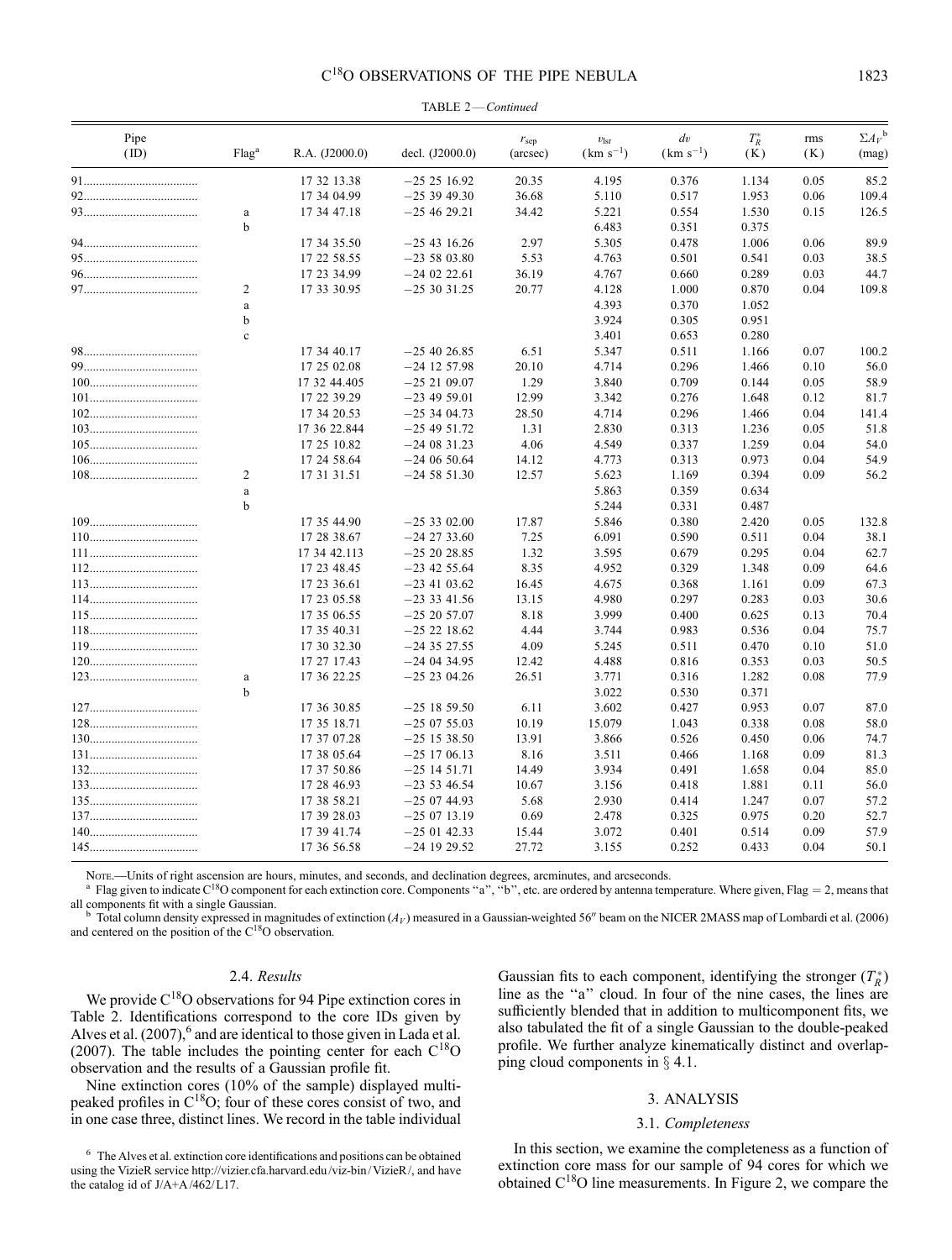TABLE 2—*Continued*

| Pipe (ID) | Flag[a] | R.A. (J2000.0) | decl. (J2000.0) | $r_{sep}$ (arcsec) | $v_{lsr}$ (km $s^{-1}$) | $dv$ (km $s^{-1}$) | $T_R^*$ (K) | rms (K) | $\Sigma A_V$[b] (mag) |
|---|---|---|---|---|---|---|---|---|---|
| 91 | | 17 32 13.38 | −25 25 16.92 | 20.35 | 4.195 | 0.376 | 1.134 | 0.05 | 85.2 |
| 92 | | 17 34 04.99 | −25 39 49.30 | 36.68 | 5.110 | 0.517 | 1.953 | 0.06 | 109.4 |
| 93 | a | 17 34 47.18 | −25 46 29.21 | 34.42 | 5.221 | 0.554 | 1.530 | 0.15 | 126.5 |
| | b | | | | 6.483 | 0.351 | 0.375 | | |
| 94 | | 17 34 35.50 | −25 43 16.26 | 2.97 | 5.305 | 0.478 | 1.006 | 0.06 | 89.9 |
| 95 | | 17 22 58.55 | −23 58 03.80 | 5.53 | 4.763 | 0.501 | 0.541 | 0.03 | 38.5 |
| 96 | | 17 23 34.99 | −24 02 22.61 | 36.19 | 4.767 | 0.660 | 0.289 | 0.03 | 44.7 |
| 97 | 2 | 17 33 30.95 | −25 30 31.25 | 20.77 | 4.128 | 1.000 | 0.870 | 0.04 | 109.8 |
| | a | | | | 4.393 | 0.370 | 1.052 | | |
| | b | | | | 3.924 | 0.305 | 0.951 | | |
| | c | | | | 3.401 | 0.653 | 0.280 | | |
| 98 | | 17 34 40.17 | −25 40 26.85 | 6.51 | 5.347 | 0.511 | 1.166 | 0.07 | 100.2 |
| 99 | | 17 25 02.08 | −24 12 57.98 | 20.10 | 4.714 | 0.296 | 1.466 | 0.10 | 56.0 |
| 100 | | 17 32 44.405 | −25 21 09.07 | 1.29 | 3.840 | 0.709 | 0.144 | 0.05 | 58.9 |
| 101 | | 17 22 39.29 | −23 49 59.01 | 12.99 | 3.342 | 0.276 | 1.648 | 0.12 | 81.7 |
| 102 | | 17 34 20.53 | −25 34 04.73 | 28.50 | 4.714 | 0.296 | 1.466 | 0.04 | 141.4 |
| 103 | | 17 36 22.844 | −25 49 51.72 | 1.31 | 2.830 | 0.313 | 1.236 | 0.05 | 51.8 |
| 105 | | 17 25 10.82 | −24 08 31.23 | 4.06 | 4.549 | 0.337 | 1.259 | 0.04 | 54.0 |
| 106 | | 17 24 58.64 | −24 06 50.64 | 14.12 | 4.773 | 0.313 | 0.973 | 0.04 | 54.9 |
| 108 | 2 | 17 31 31.51 | −24 58 51.30 | 12.57 | 5.623 | 1.169 | 0.394 | 0.09 | 56.2 |
| | a | | | | 5.863 | 0.359 | 0.634 | | |
| | b | | | | 5.244 | 0.331 | 0.487 | | |
| 109 | | 17 35 44.90 | −25 33 02.00 | 17.87 | 5.846 | 0.380 | 2.420 | 0.05 | 132.8 |
| 110 | | 17 28 38.67 | −24 27 33.60 | 7.25 | 6.091 | 0.590 | 0.511 | 0.04 | 38.1 |
| 111 | | 17 34 42.113 | −25 20 28.85 | 1.32 | 3.595 | 0.679 | 0.295 | 0.04 | 62.7 |
| 112 | | 17 23 48.45 | −23 42 55.64 | 8.35 | 4.952 | 0.329 | 1.348 | 0.09 | 64.6 |
| 113 | | 17 23 36.61 | −23 41 03.62 | 16.45 | 4.675 | 0.368 | 1.161 | 0.09 | 67.3 |
| 114 | | 17 23 05.58 | −23 33 41.56 | 13.15 | 4.980 | 0.297 | 0.283 | 0.03 | 30.6 |
| 115 | | 17 35 06.55 | −25 20 57.07 | 8.18 | 3.999 | 0.400 | 0.625 | 0.13 | 70.4 |
| 118 | | 17 35 40.31 | −25 22 18.62 | 4.44 | 3.744 | 0.983 | 0.536 | 0.04 | 75.7 |
| 119 | | 17 30 32.30 | −24 35 27.55 | 4.09 | 5.245 | 0.511 | 0.470 | 0.10 | 51.0 |
| 120 | | 17 27 17.43 | −24 04 34.95 | 12.42 | 4.488 | 0.816 | 0.353 | 0.03 | 50.5 |
| 123 | a | 17 36 22.25 | −25 23 04.26 | 26.51 | 3.771 | 0.316 | 1.282 | 0.08 | 77.9 |
| | b | | | | 3.022 | 0.530 | 0.371 | | |
| 127 | | 17 36 30.85 | −25 18 59.50 | 6.11 | 3.602 | 0.427 | 0.953 | 0.07 | 87.0 |
| 128 | | 17 35 18.71 | −25 07 55.03 | 10.19 | 15.079 | 1.043 | 0.338 | 0.08 | 58.0 |
| 130 | | 17 37 07.28 | −25 15 38.50 | 13.91 | 3.866 | 0.526 | 0.450 | 0.06 | 74.7 |
| 131 | | 17 38 05.64 | −25 17 06.13 | 8.16 | 3.511 | 0.466 | 1.168 | 0.09 | 81.3 |
| 132 | | 17 37 50.86 | −25 14 51.71 | 14.49 | 3.934 | 0.491 | 1.658 | 0.04 | 85.0 |
| 133 | | 17 28 46.93 | −23 53 46.54 | 10.67 | 3.156 | 0.418 | 1.881 | 0.11 | 56.0 |
| 135 | | 17 38 58.21 | −25 07 44.93 | 5.68 | 2.930 | 0.414 | 1.247 | 0.07 | 57.2 |
| 137 | | 17 39 28.03 | −25 07 13.19 | 0.69 | 2.478 | 0.325 | 0.975 | 0.20 | 52.7 |
| 140 | | 17 39 41.74 | −25 01 42.33 | 15.44 | 3.072 | 0.401 | 0.514 | 0.09 | 57.9 |
| 145 | | 17 36 56.58 | −24 19 29.52 | 27.72 | 3.155 | 0.252 | 0.433 | 0.04 | 50.1 |

Note.—Units of right ascension are hours, minutes, and seconds, and declination degrees, arcminutes, and arcseconds.

[a] Flag given to indicate $C^{18}O$ component for each extinction core. Components "a", "b", etc. are ordered by antenna temperature. Where given, Flag = 2, means that all components fit with a single Gaussian.

[b] Total column density expressed in magnitudes of extinction ($A_V$) measured in a Gaussian-weighted 56″ beam on the NICER 2MASS map of Lombardi et al. (2006) and centered on the position of the $C^{18}O$ observation.

### 2.4. *Results*

We provide $C^{18}O$ observations for 94 Pipe extinction cores in Table 2. Identifications correspond to the core IDs given by Alves et al. (2007),[6] and are identical to those given in Lada et al. (2007). The table includes the pointing center for each $C^{18}O$ observation and the results of a Gaussian profile fit.

Nine extinction cores (10% of the sample) displayed multipeaked profiles in $C^{18}O$; four of these cores consist of two, and in one case three, distinct lines. We record in the table individual Gaussian fits to each component, identifying the stronger ($T_R^*$) line as the "a" cloud. In four of the nine cases, the lines are sufficiently blended that in addition to multicomponent fits, we also tabulated the fit of a single Gaussian to the double-peaked profile. We further analyze kinematically distinct and overlapping cloud components in § 4.1.

[6] The Alves et al. extinction core identifications and positions can be obtained using the VizieR service http://vizier.cfa.harvard.edu/viz-bin/VizieR/, and have the catalog id of J/A+A/462/L17.

## 3. ANALYSIS

### 3.1. *Completeness*

In this section, we examine the completeness as a function of extinction core mass for our sample of 94 cores for which we obtained $C^{18}O$ line measurements. In Figure 2, we compare the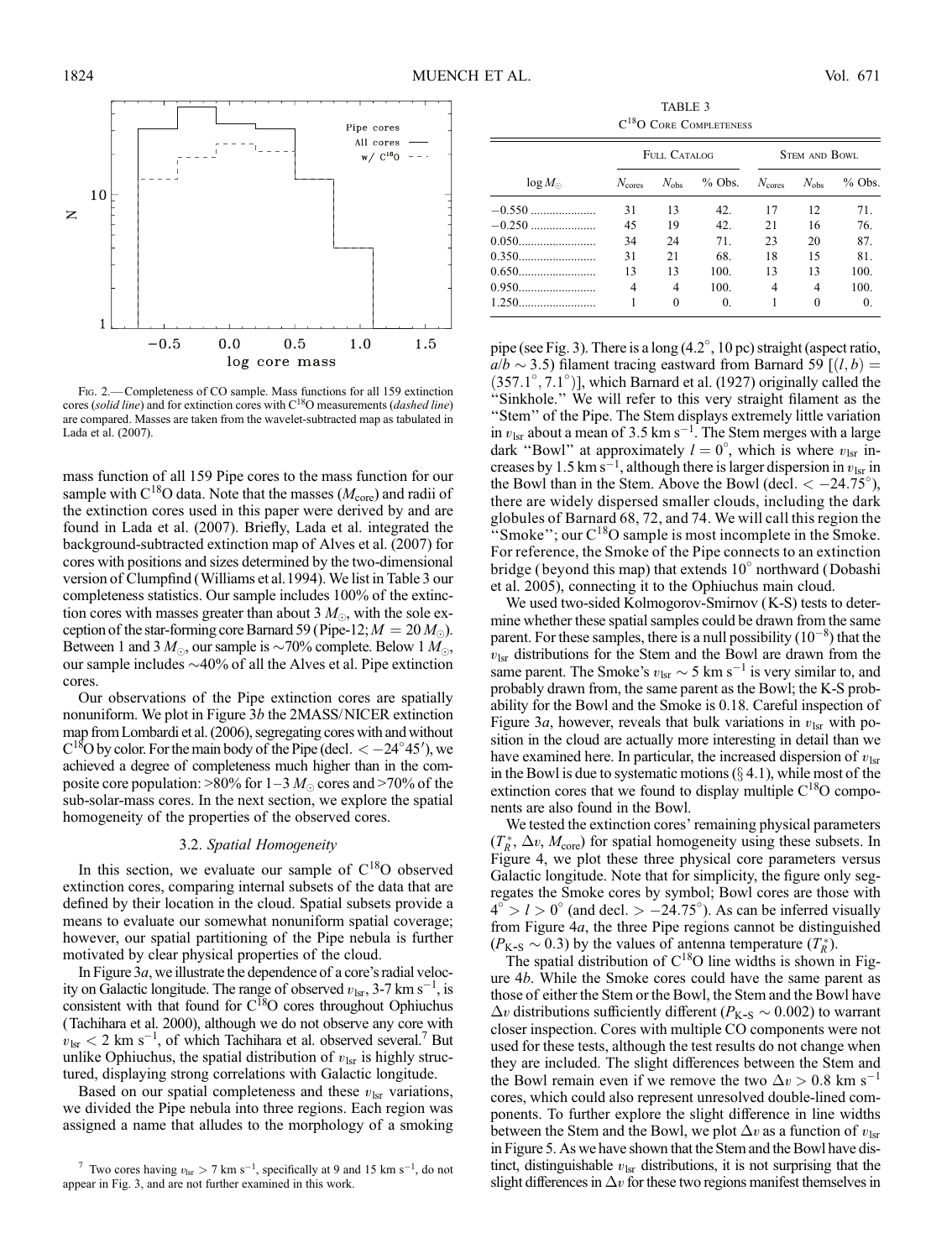Fig. 2.— Completeness of CO sample. Mass functions for all 159 extinction cores (*solid line*) and for extinction cores with $C^{18}O$ measurements (*dashed line*) are compared. Masses are taken from the wavelet-subtracted map as tabulated in Lada et al. (2007).

mass function of all 159 Pipe cores to the mass function for our sample with $C^{18}O$ data. Note that the masses ($M_{\rm core}$) and radii of the extinction cores used in this paper were derived by and are found in Lada et al. (2007). Briefly, Lada et al. integrated the background-subtracted extinction map of Alves et al. (2007) for cores with positions and sizes determined by the two-dimensional version of Clumpfind (Williams et al. 1994). We list in Table 3 our completeness statistics. Our sample includes 100% of the extinction cores with masses greater than about 3 $M_\odot$, with the sole exception of the star-forming core Barnard 59 (Pipe-12; $M = 20\ M_\odot$). Between 1 and 3 $M_\odot$, our sample is ~70% complete. Below 1 $M_\odot$, our sample includes ~40% of all the Alves et al. Pipe extinction cores.

Our observations of the Pipe extinction cores are spatially nonuniform. We plot in Figure 3*b* the 2MASS/NICER extinction map from Lombardi et al. (2006), segregating cores with and without $C^{18}O$ by color. For the main body of the Pipe (decl. $< -24°45'$), we achieved a degree of completeness much higher than in the composite core population: >80% for 1–3 $M_\odot$ cores and >70% of the sub-solar-mass cores. In the next section, we explore the spatial homogeneity of the properties of the observed cores.

### 3.2. *Spatial Homogeneity*

In this section, we evaluate our sample of $C^{18}O$ observed extinction cores, comparing internal subsets of the data that are defined by their location in the cloud. Spatial subsets provide a means to evaluate our somewhat nonuniform spatial coverage; however, our spatial partitioning of the Pipe nebula is further motivated by clear physical properties of the cloud.

In Figure 3*a*, we illustrate the dependence of a core's radial velocity on Galactic longitude. The range of observed $v_{\rm lsr}$, 3-7 km s$^{-1}$, is consistent with that found for $C^{18}O$ cores throughout Ophiuchus (Tachihara et al. 2000), although we do not observe any core with $v_{\rm lsr} < 2$ km s$^{-1}$, of which Tachihara et al. observed several.[7] But unlike Ophiuchus, the spatial distribution of $v_{\rm lsr}$ is highly structured, displaying strong correlations with Galactic longitude.

Based on our spatial completeness and these $v_{\rm lsr}$ variations, we divided the Pipe nebula into three regions. Each region was assigned a name that alludes to the morphology of a smoking

[7] Two cores having $v_{\rm lsr} > 7$ km s$^{-1}$, specifically at 9 and 15 km s$^{-1}$, do not appear in Fig. 3, and are not further examined in this work.

TABLE 3

$C^{18}O$ Core Completeness

| $\log M_\odot$ | Full Catalog | | | Stem and Bowl | | |
|---|---|---|---|---|---|---|
| | $N_{\rm cores}$ | $N_{\rm obs}$ | % Obs. | $N_{\rm cores}$ | $N_{\rm obs}$ | % Obs. |
| −0.550 | 31 | 13 | 42. | 17 | 12 | 71. |
| −0.250 | 45 | 19 | 42. | 21 | 16 | 76. |
| 0.050 | 34 | 24 | 71. | 23 | 20 | 87. |
| 0.350 | 31 | 21 | 68. | 18 | 15 | 81. |
| 0.650 | 13 | 13 | 100. | 13 | 13 | 100. |
| 0.950 | 4 | 4 | 100. | 4 | 4 | 100. |
| 1.250 | 1 | 0 | 0. | 1 | 0 | 0. |

pipe (see Fig. 3). There is a long (4.2°, 10 pc) straight (aspect ratio, $a/b \sim 3.5$) filament tracing eastward from Barnard 59 [$(l, b) = (357.1°, 7.1°)$], which Barnard et al. (1927) originally called the "Sinkhole." We will refer to this very straight filament as the "Stem" of the Pipe. The Stem displays extremely little variation in $v_{\rm lsr}$ about a mean of 3.5 km s$^{-1}$. The Stem merges with a large dark "Bowl" at approximately $l = 0°$, which is where $v_{\rm lsr}$ increases by 1.5 km s$^{-1}$, although there is larger dispersion in $v_{\rm lsr}$ in the Bowl than in the Stem. Above the Bowl (decl. $< -24.75°$), there are widely dispersed smaller clouds, including the dark globules of Barnard 68, 72, and 74. We will call this region the "Smoke"; our $C^{18}O$ sample is most incomplete in the Smoke. For reference, the Smoke of the Pipe connects to an extinction bridge (beyond this map) that extends 10° northward (Dobashi et al. 2005), connecting it to the Ophiuchus main cloud.

We used two-sided Kolmogorov-Smirnov (K-S) tests to determine whether these spatial samples could be drawn from the same parent. For these samples, there is a null possibility ($10^{-8}$) that the $v_{\rm lsr}$ distributions for the Stem and the Bowl are drawn from the same parent. The Smoke's $v_{\rm lsr} \sim 5$ km s$^{-1}$ is very similar to, and probably drawn from, the same parent as the Bowl; the K-S probability for the Bowl and the Smoke is 0.18. Careful inspection of Figure 3*a*, however, reveals that bulk variations in $v_{\rm lsr}$ with position in the cloud are actually more interesting in detail than we have examined here. In particular, the increased dispersion of $v_{\rm lsr}$ in the Bowl is due to systematic motions (§ 4.1), while most of the extinction cores that we found to display multiple $C^{18}O$ components are also found in the Bowl.

We tested the extinction cores' remaining physical parameters ($T_R^*$, $\Delta v$, $M_{\rm core}$) for spatial homogeneity using these subsets. In Figure 4, we plot these three physical core parameters versus Galactic longitude. Note that for simplicity, the figure only segregates the Smoke cores by symbol; Bowl cores are those with $4° > l > 0°$ (and decl. $> -24.75°$). As can be inferred visually from Figure 4*a*, the three Pipe regions cannot be distinguished ($P_{\rm K\text{-}S} \sim 0.3$) by the values of antenna temperature ($T_R^*$).

The spatial distribution of $C^{18}O$ line widths is shown in Figure 4*b*. While the Smoke cores could have the same parent as those of either the Stem or the Bowl, the Stem and the Bowl have $\Delta v$ distributions sufficiently different ($P_{\rm K\text{-}S} \sim 0.002$) to warrant closer inspection. Cores with multiple CO components were not used for these tests, although the test results do not change when they are included. The slight differences between the Stem and the Bowl remain even if we remove the two $\Delta v > 0.8$ km s$^{-1}$ cores, which could also represent unresolved double-lined components. To further explore the slight difference in line widths between the Stem and the Bowl, we plot $\Delta v$ as a function of $v_{\rm lsr}$ in Figure 5. As we have shown that the Stem and the Bowl have distinct, distinguishable $v_{\rm lsr}$ distributions, it is not surprising that the slight differences in $\Delta v$ for these two regions manifest themselves in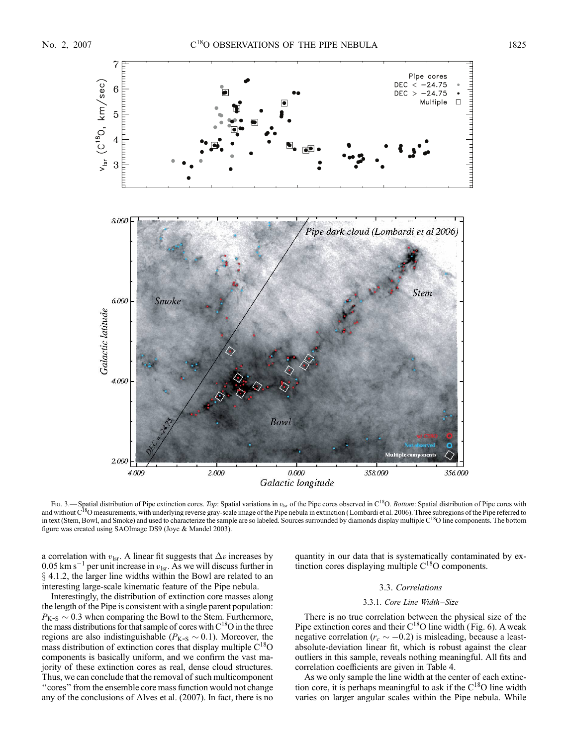Fig. 3.— Spatial distribution of Pipe extinction cores. *Top*: Spatial variations in $v_{\rm lsr}$ of the Pipe cores observed in $C^{18}O$. *Bottom*: Spatial distribution of Pipe cores with and without $C^{18}O$ measurements, with underlying reverse gray-scale image of the Pipe nebula in extinction (Lombardi et al. 2006). Three subregions of the Pipe referred to in text (Stem, Bowl, and Smoke) and used to characterize the sample are so labeled. Sources surrounded by diamonds display multiple $C^{18}O$ line components. The bottom figure was created using SAOImage DS9 (Joye & Mandel 2003).

a correlation with $v_{\rm lsr}$. A linear fit suggests that $\Delta v$ increases by 0.05 km $s^{-1}$ per unit increase in $v_{\rm lsr}$. As we will discuss further in § 4.1.2, the larger line widths within the Bowl are related to an interesting large-scale kinematic feature of the Pipe nebula.

Interestingly, the distribution of extinction core masses along the length of the Pipe is consistent with a single parent population: $P_{\rm K\text{-}S} \sim 0.3$ when comparing the Bowl to the Stem. Furthermore, the mass distributions for that sample of cores with $C^{18}O$ in the three regions are also indistinguishable ($P_{\rm K\text{-}S} \sim 0.1$). Moreover, the mass distribution of extinction cores that display multiple $C^{18}O$ components is basically uniform, and we confirm the vast majority of these extinction cores as real, dense cloud structures. Thus, we can conclude that the removal of such multicomponent "cores" from the ensemble core mass function would not change any of the conclusions of Alves et al. (2007). In fact, there is no quantity in our data that is systematically contaminated by extinction cores displaying multiple $C^{18}O$ components.

### 3.3. *Correlations*

#### 3.3.1. *Core Line Width–Size*

There is no true correlation between the physical size of the Pipe extinction cores and their $C^{18}O$ line width (Fig. 6). A weak negative correlation ($r_c \sim -0.2$) is misleading, because a least-absolute-deviation linear fit, which is robust against the clear outliers in this sample, reveals nothing meaningful. All fits and correlation coefficients are given in Table 4.

As we only sample the line width at the center of each extinction core, it is perhaps meaningful to ask if the $C^{18}O$ line width varies on larger angular scales within the Pipe nebula. While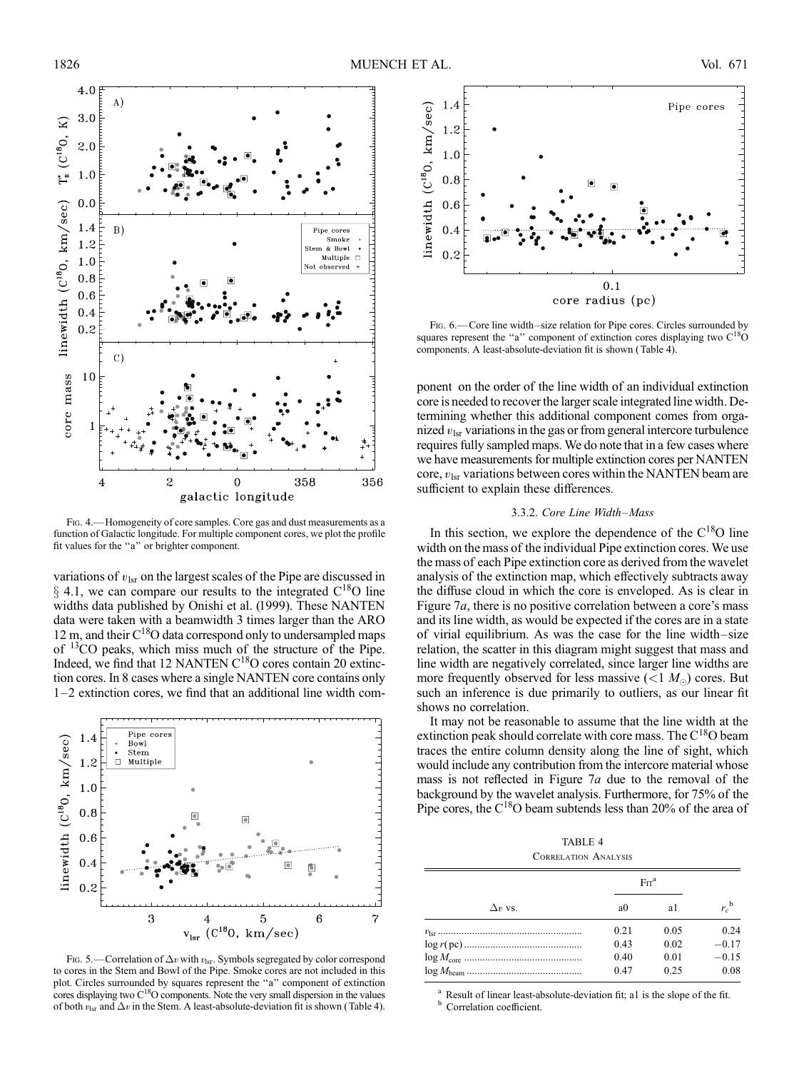FIG. 4.— Homogeneity of core samples. Core gas and dust measurements as a function of Galactic longitude. For multiple component cores, we plot the profile fit values for the "a" or brighter component.

variations of $v_{lsr}$ on the largest scales of the Pipe are discussed in § 4.1, we can compare our results to the integrated $C^{18}O$ line widths data published by Onishi et al. (1999). These NANTEN data were taken with a beamwidth 3 times larger than the ARO 12 m, and their $C^{18}O$ data correspond only to undersampled maps of $^{13}CO$ peaks, which miss much of the structure of the Pipe. Indeed, we find that 12 NANTEN $C^{18}O$ cores contain 20 extinction cores. In 8 cases where a single NANTEN core contains only 1–2 extinction cores, we find that an additional line width component on the order of the line width of an individual extinction core is needed to recover the larger scale integrated line width. Determining whether this additional component comes from organized $v_{lsr}$ variations in the gas or from general intercore turbulence requires fully sampled maps. We do note that in a few cases where we have measurements for multiple extinction cores per NANTEN core, $v_{lsr}$ variations between cores within the NANTEN beam are sufficient to explain these differences.

FIG. 5.— Correlation of $\Delta v$ with $v_{lsr}$. Symbols segregated by color correspond to cores in the Stem and Bowl of the Pipe. Smoke cores are not included in this plot. Circles surrounded by squares represent the "a" component of extinction cores displaying two $C^{18}O$ components. Note the very small dispersion in the values of both $v_{lsr}$ and $\Delta v$ in the Stem. A least-absolute-deviation fit is shown (Table 4).

FIG. 6.— Core line width–size relation for Pipe cores. Circles surrounded by squares represent the "a" component of extinction cores displaying two $C^{18}O$ components. A least-absolute-deviation fit is shown (Table 4).

#### 3.3.2. *Core Line Width–Mass*

In this section, we explore the dependence of the $C^{18}O$ line width on the mass of the individual Pipe extinction cores. We use the mass of each Pipe extinction core as derived from the wavelet analysis of the extinction map, which effectively subtracts away the diffuse cloud in which the core is enveloped. As is clear in Figure 7*a*, there is no positive correlation between a core's mass and its line width, as would be expected if the cores are in a state of virial equilibrium. As was the case for the line width–size relation, the scatter in this diagram might suggest that mass and line width are negatively correlated, since larger line widths are more frequently observed for less massive ($<1\ M_\odot$) cores. But such an inference is due primarily to outliers, as our linear fit shows no correlation.

It may not be reasonable to assume that the line width at the extinction peak should correlate with core mass. The $C^{18}O$ beam traces the entire column density along the line of sight, which would include any contribution from the intercore material whose mass is not reflected in Figure 7*a* due to the removal of the background by the wavelet analysis. Furthermore, for 75% of the Pipe cores, the $C^{18}O$ beam subtends less than 20% of the area of

TABLE 4
CORRELATION ANALYSIS

| $\Delta v$ vs. | Fit[a] a0 | Fit[a] a1 | $r_c$[b] |
|---|---|---|---|
| $v_{lsr}$ | 0.21 | 0.05 | 0.24 |
| $\log r$(pc) | 0.43 | 0.02 | −0.17 |
| $\log M_{core}$ | 0.40 | 0.01 | −0.15 |
| $\log M_{beam}$ | 0.47 | 0.25 | 0.08 |

[a] Result of linear least-absolute-deviation fit; a1 is the slope of the fit.
[b] Correlation coefficient.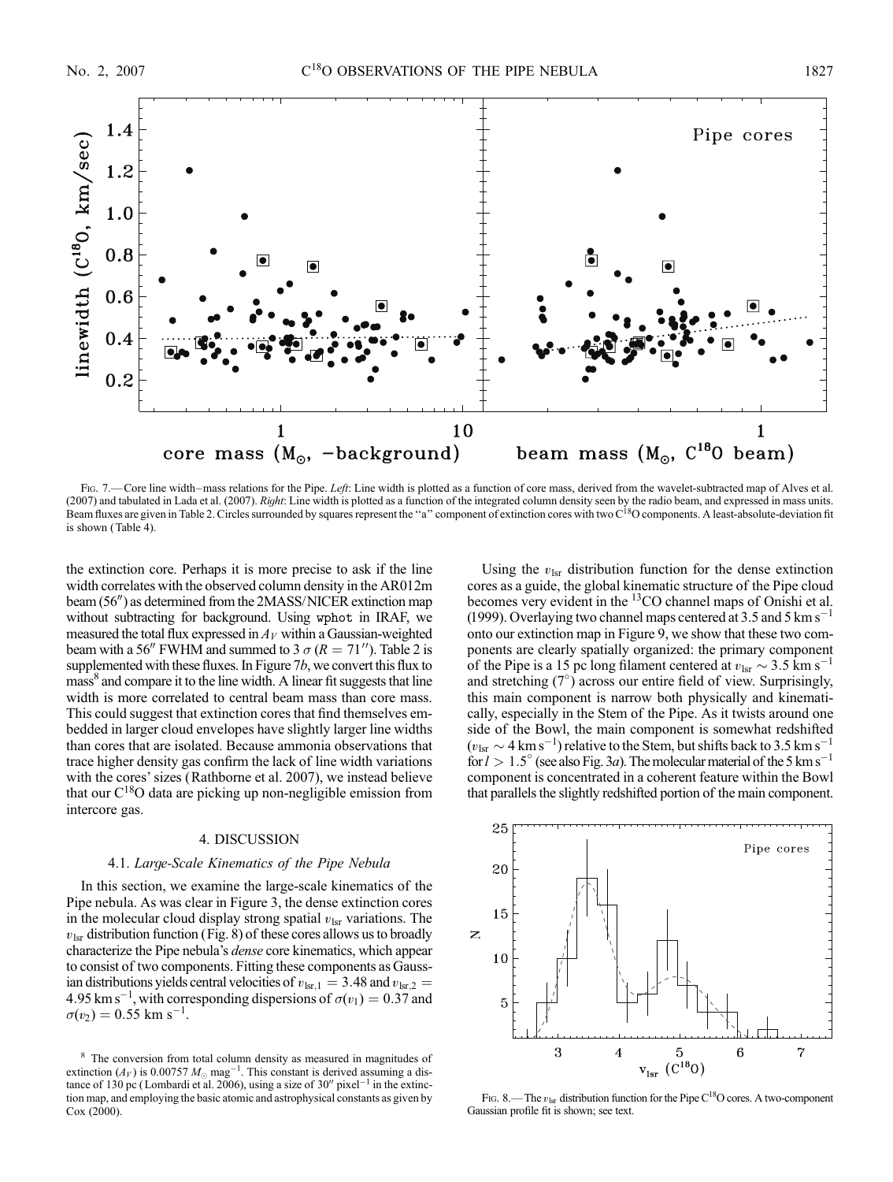FIG. 7.— Core line width–mass relations for the Pipe. *Left*: Line width is plotted as a function of core mass, derived from the wavelet-subtracted map of Alves et al. (2007) and tabulated in Lada et al. (2007). *Right*: Line width is plotted as a function of the integrated column density seen by the radio beam, and expressed in mass units. Beam fluxes are given in Table 2. Circles surrounded by squares represent the "a" component of extinction cores with two $C^{18}O$ components. A least-absolute-deviation fit is shown (Table 4).

the extinction core. Perhaps it is more precise to ask if the line width correlates with the observed column density in the AR012m beam (56″) as determined from the 2MASS/NICER extinction map without subtracting for background. Using wphot in IRAF, we measured the total flux expressed in $A_V$ within a Gaussian-weighted beam with a 56″ FWHM and summed to 3 $\sigma$ ($R = 71''$). Table 2 is supplemented with these fluxes. In Figure 7*b*, we convert this flux to mass[8] and compare it to the line width. A linear fit suggests that line width is more correlated to central beam mass than core mass. This could suggest that extinction cores that find themselves embedded in larger cloud envelopes have slightly larger line widths than cores that are isolated. Because ammonia observations that trace higher density gas confirm the lack of line width variations with the cores' sizes (Rathborne et al. 2007), we instead believe that our $C^{18}O$ data are picking up non-negligible emission from intercore gas.

## 4. DISCUSSION

### 4.1. *Large-Scale Kinematics of the Pipe Nebula*

In this section, we examine the large-scale kinematics of the Pipe nebula. As was clear in Figure 3, the dense extinction cores in the molecular cloud display strong spatial $v_{\rm lsr}$ variations. The $v_{\rm lsr}$ distribution function (Fig. 8) of these cores allows us to broadly characterize the Pipe nebula's *dense* core kinematics, which appear to consist of two components. Fitting these components as Gaussian distributions yields central velocities of $v_{\rm lsr,1} = 3.48$ and $v_{\rm lsr,2} = 4.95$ km s$^{-1}$, with corresponding dispersions of $\sigma(v_1) = 0.37$ and $\sigma(v_2) = 0.55$ km s$^{-1}$.

Using the $v_{\rm lsr}$ distribution function for the dense extinction cores as a guide, the global kinematic structure of the Pipe cloud becomes very evident in the $^{13}CO$ channel maps of Onishi et al. (1999). Overlaying two channel maps centered at 3.5 and 5 km s$^{-1}$ onto our extinction map in Figure 9, we show that these two components are clearly spatially organized: the primary component of the Pipe is a 15 pc long filament centered at $v_{\rm lsr} \sim 3.5$ km s$^{-1}$ and stretching (7°) across our entire field of view. Surprisingly, this main component is narrow both physically and kinematically, especially in the Stem of the Pipe. As it twists around one side of the Bowl, the main component is somewhat redshifted ($v_{\rm lsr} \sim 4$ km s$^{-1}$) relative to the Stem, but shifts back to 3.5 km s$^{-1}$ for $l > 1.5°$ (see also Fig. 3*a*). The molecular material of the 5 km s$^{-1}$ component is concentrated in a coherent feature within the Bowl that parallels the slightly redshifted portion of the main component.

FIG. 8.— The $v_{\rm lsr}$ distribution function for the Pipe $C^{18}O$ cores. A two-component Gaussian profile fit is shown; see text.

[8] The conversion from total column density as measured in magnitudes of extinction ($A_V$) is 0.00757 $M_\odot$ mag$^{-1}$. This constant is derived assuming a distance of 130 pc (Lombardi et al. 2006), using a size of 30″ pixel$^{-1}$ in the extinction map, and employing the basic atomic and astrophysical constants as given by Cox (2000).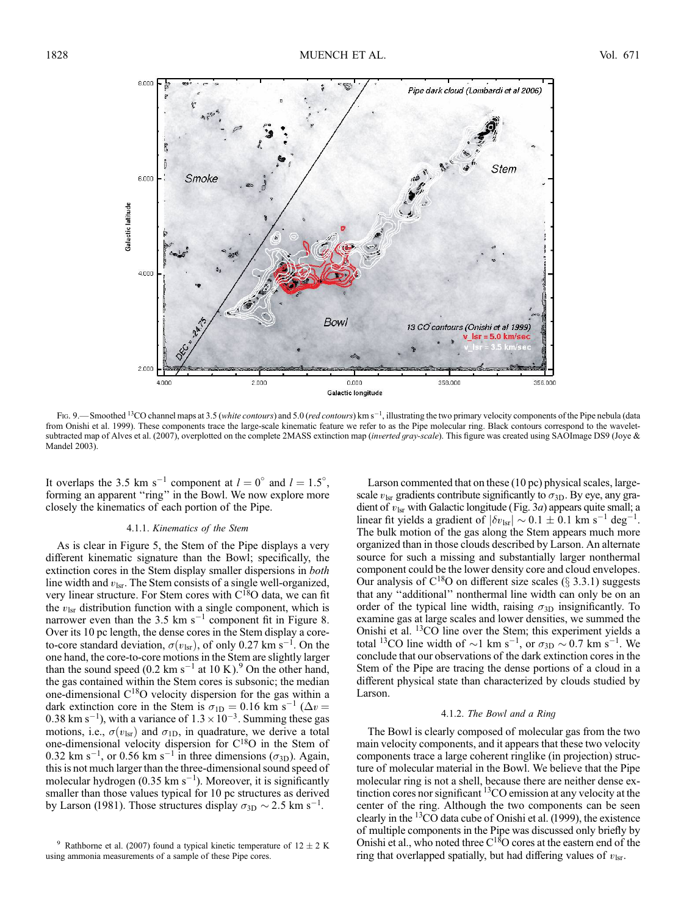Fig. 9.— Smoothed $^{13}$CO channel maps at 3.5 (*white contours*) and 5.0 (*red contours*) km s$^{-1}$, illustrating the two primary velocity components of the Pipe nebula (data from Onishi et al. 1999). These components trace the large-scale kinematic feature we refer to as the Pipe molecular ring. Black contours correspond to the wavelet-subtracted map of Alves et al. (2007), overplotted on the complete 2MASS extinction map (*inverted gray-scale*). This figure was created using SAOImage DS9 (Joye & Mandel 2003).

It overlaps the 3.5 km s$^{-1}$ component at $l = 0°$ and $l = 1.5°$, forming an apparent "ring" in the Bowl. We now explore more closely the kinematics of each portion of the Pipe.

#### 4.1.1. *Kinematics of the Stem*

As is clear in Figure 5, the Stem of the Pipe displays a very different kinematic signature than the Bowl; specifically, the extinction cores in the Stem display smaller dispersions in *both* line width and $v_{\rm lsr}$. The Stem consists of a single well-organized, very linear structure. For Stem cores with C$^{18}$O data, we can fit the $v_{\rm lsr}$ distribution function with a single component, which is narrower even than the 3.5 km s$^{-1}$ component fit in Figure 8. Over its 10 pc length, the dense cores in the Stem display a core-to-core standard deviation, $\sigma(v_{\rm lsr})$, of only 0.27 km s$^{-1}$. On the one hand, the core-to-core motions in the Stem are slightly larger than the sound speed (0.2 km s$^{-1}$ at 10 K).[9] On the other hand, the gas contained within the Stem cores is subsonic; the median one-dimensional C$^{18}$O velocity dispersion for the gas within a dark extinction core in the Stem is $\sigma_{\rm 1D} = 0.16$ km s$^{-1}$ ($\Delta v = 0.38$ km s$^{-1}$), with a variance of $1.3 \times 10^{-3}$. Summing these gas motions, i.e., $\sigma(v_{\rm lsr})$ and $\sigma_{\rm 1D}$, in quadrature, we derive a total one-dimensional velocity dispersion for C$^{18}$O in the Stem of 0.32 km s$^{-1}$, or 0.56 km s$^{-1}$ in three dimensions ($\sigma_{\rm 3D}$). Again, this is not much larger than the three-dimensional sound speed of molecular hydrogen (0.35 km s$^{-1}$). Moreover, it is significantly smaller than those values typical for 10 pc structures as derived by Larson (1981). Those structures display $\sigma_{\rm 3D} \sim 2.5$ km s$^{-1}$.

Larson commented that on these (10 pc) physical scales, large-scale $v_{\rm lsr}$ gradients contribute significantly to $\sigma_{\rm 3D}$. By eye, any gradient of $v_{\rm lsr}$ with Galactic longitude (Fig. 3*a*) appears quite small; a linear fit yields a gradient of $|\delta v_{\rm lsr}| \sim 0.1 \pm 0.1$ km s$^{-1}$ deg$^{-1}$. The bulk motion of the gas along the Stem appears much more organized than in those clouds described by Larson. An alternate source for such a missing and substantially larger nonthermal component could be the lower density core and cloud envelopes. Our analysis of C$^{18}$O on different size scales (§ 3.3.1) suggests that any "additional" nonthermal line width can only be on an order of the typical line width, raising $\sigma_{\rm 3D}$ insignificantly. To examine gas at large scales and lower densities, we summed the Onishi et al. $^{13}$CO line over the Stem; this experiment yields a total $^{13}$CO line width of $\sim$1 km s$^{-1}$, or $\sigma_{\rm 3D} \sim 0.7$ km s$^{-1}$. We conclude that our observations of the dark extinction cores in the Stem of the Pipe are tracing the dense portions of a cloud in a different physical state than characterized by clouds studied by Larson.

#### 4.1.2. *The Bowl and a Ring*

The Bowl is clearly composed of molecular gas from the two main velocity components, and it appears that these two velocity components trace a large coherent ringlike (in projection) structure of molecular material in the Bowl. We believe that the Pipe molecular ring is not a shell, because there are neither dense extinction cores nor significant $^{13}$CO emission at any velocity at the center of the ring. Although the two components can be seen clearly in the $^{13}$CO data cube of Onishi et al. (1999), the existence of multiple components in the Pipe was discussed only briefly by Onishi et al., who noted three C$^{18}$O cores at the eastern end of the ring that overlapped spatially, but had differing values of $v_{\rm lsr}$.

[9] Rathborne et al. (2007) found a typical kinetic temperature of $12 \pm 2$ K using ammonia measurements of a sample of these Pipe cores.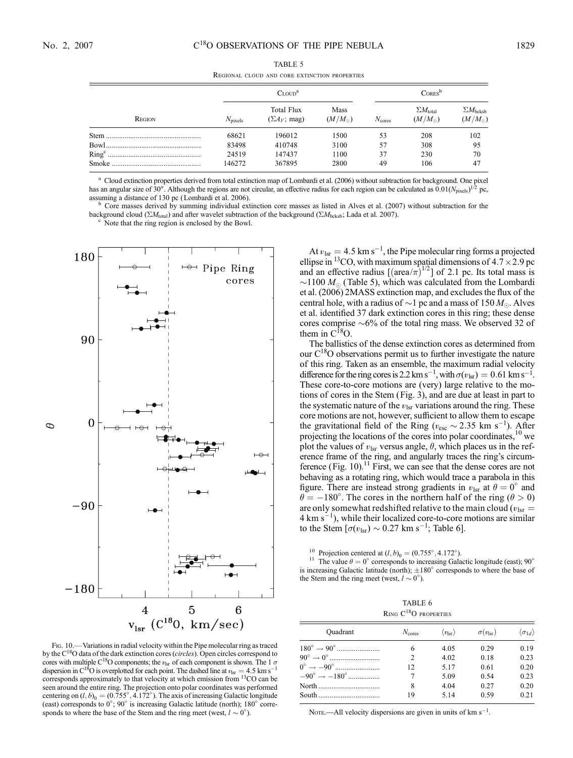TABLE 5

Regional cloud and core extinction properties

| Region | Cloud[a] | | | Cores[b] | | |
|---|---|---|---|---|---|---|
| | $N_{\rm pixels}$ | Total Flux ($\Sigma A_V$; mag) | Mass ($M/M_\odot$) | $N_{\rm cores}$ | $\Sigma M_{\rm total}$ ($M/M_\odot$) | $\Sigma M_{\rm bcksb}$ ($M/M_\odot$) |
| Stem | 68621 | 196012 | 1500 | 53 | 208 | 102 |
| Bowl | 83498 | 410748 | 3100 | 57 | 308 | 95 |
| Ring[c] | 24519 | 147437 | 1100 | 37 | 230 | 70 |
| Smoke | 146272 | 367895 | 2800 | 49 | 106 | 47 |

[a] Cloud extinction properties derived from total extinction map of Lombardi et al. (2006) without subtraction for background. One pixel has an angular size of 30″. Although the regions are not circular, an effective radius for each region can be calculated as $0.01(N_{\rm pixels})^{1/2}$ pc, assuming a distance of 130 pc (Lombardi et al. 2006).

[b] Core masses derived by summing individual extinction core masses as listed in Alves et al. (2007) without subtraction for the background cloud ($\Sigma M_{\rm total}$) and after wavelet subtraction of the background ($\Sigma M_{\rm bcksb}$; Lada et al. 2007).

[c] Note that the ring region is enclosed by the Bowl.

Fig. 10.— Variations in radial velocity within the Pipe molecular ring as traced by the $C^{18}O$ data of the dark extinction cores (*circles*). Open circles correspond to cores with multiple $C^{18}O$ components; the $v_{\rm lsr}$ of each component is shown. The 1 $\sigma$ dispersion in $C^{18}O$ is overplotted for each point. The dashed line at $v_{\rm lsr} = 4.5$ km s$^{-1}$ corresponds approximately to that velocity at which emission from $^{13}CO$ can be seen around the entire ring. The projection onto polar coordinates was performed centering on $(l, b)_0 = (0.755°, 4.172°)$. The axis of increasing Galactic longitude (east) corresponds to 0°; 90° is increasing Galactic latitude (north); 180° corresponds to where the base of the Stem and the ring meet (west, $l \sim 0°$).

At $v_{\rm lsr} = 4.5$ km s$^{-1}$, the Pipe molecular ring forms a projected ellipse in $^{13}CO$, with maximum spatial dimensions of $4.7 \times 2.9$ pc and an effective radius $[({\rm area}/\pi)^{1/2}]$ of 2.1 pc. Its total mass is $\sim 1100$ $M_\odot$ (Table 5), which was calculated from the Lombardi et al. (2006) 2MASS extinction map, and excludes the flux of the central hole, with a radius of $\sim 1$ pc and a mass of 150 $M_\odot$. Alves et al. identified 37 dark extinction cores in this ring; these dense cores comprise $\sim 6\%$ of the total ring mass. We observed 32 of them in $C^{18}O$.

The ballistics of the dense extinction cores as determined from our $C^{18}O$ observations permit us to further investigate the nature of this ring. Taken as an ensemble, the maximum radial velocity difference for the ring cores is 2.2 km s$^{-1}$, with $\sigma(v_{\rm lsr}) = 0.61$ km s$^{-1}$. These core-to-core motions are (very) large relative to the motions of cores in the Stem (Fig. 3), and are due at least in part to the systematic nature of the $v_{\rm lsr}$ variations around the ring. These core motions are not, however, sufficient to allow them to escape the gravitational field of the Ring ($v_{\rm esc} \sim 2.35$ km s$^{-1}$). After projecting the locations of the cores into polar coordinates,[10] we plot the values of $v_{\rm lsr}$ versus angle, $\theta$, which places us in the reference frame of the ring, and angularly traces the ring's circumference (Fig. 10).[11] First, we can see that the dense cores are not behaving as a rotating ring, which would trace a parabola in this figure. There are instead strong gradients in $v_{\rm lsr}$ at $\theta = 0°$ and $\theta = -180°$. The cores in the northern half of the ring ($\theta > 0$) are only somewhat redshifted relative to the main cloud ($v_{\rm lsr} = 4$ km s$^{-1}$), while their localized core-to-core motions are similar to the Stem [$\sigma(v_{\rm lsr}) \sim 0.27$ km s$^{-1}$; Table 6].

[10] Projection centered at $(l, b)_0 = (0.755°, 4.172°)$.

[11] The value $\theta = 0°$ corresponds to increasing Galactic longitude (east); 90° is increasing Galactic latitude (north); ±180° corresponds to where the base of the Stem and the ring meet (west, $l \sim 0°$).

TABLE 6

Ring $C^{18}O$ properties

| Quadrant | $N_{\rm cores}$ | $\langle v_{\rm lsr} \rangle$ | $\sigma(v_{\rm lsr})$ | $\langle \sigma_{1d} \rangle$ |
|---|---|---|---|---|
| 180° → 90° | 6 | 4.05 | 0.29 | 0.19 |
| 90° → 0° | 2 | 4.02 | 0.18 | 0.23 |
| 0° → −90° | 12 | 5.17 | 0.61 | 0.20 |
| −90° → −180° | 7 | 5.09 | 0.54 | 0.23 |
| North | 8 | 4.04 | 0.27 | 0.20 |
| South | 19 | 5.14 | 0.59 | 0.21 |

Note.—All velocity dispersions are given in units of km s$^{-1}$.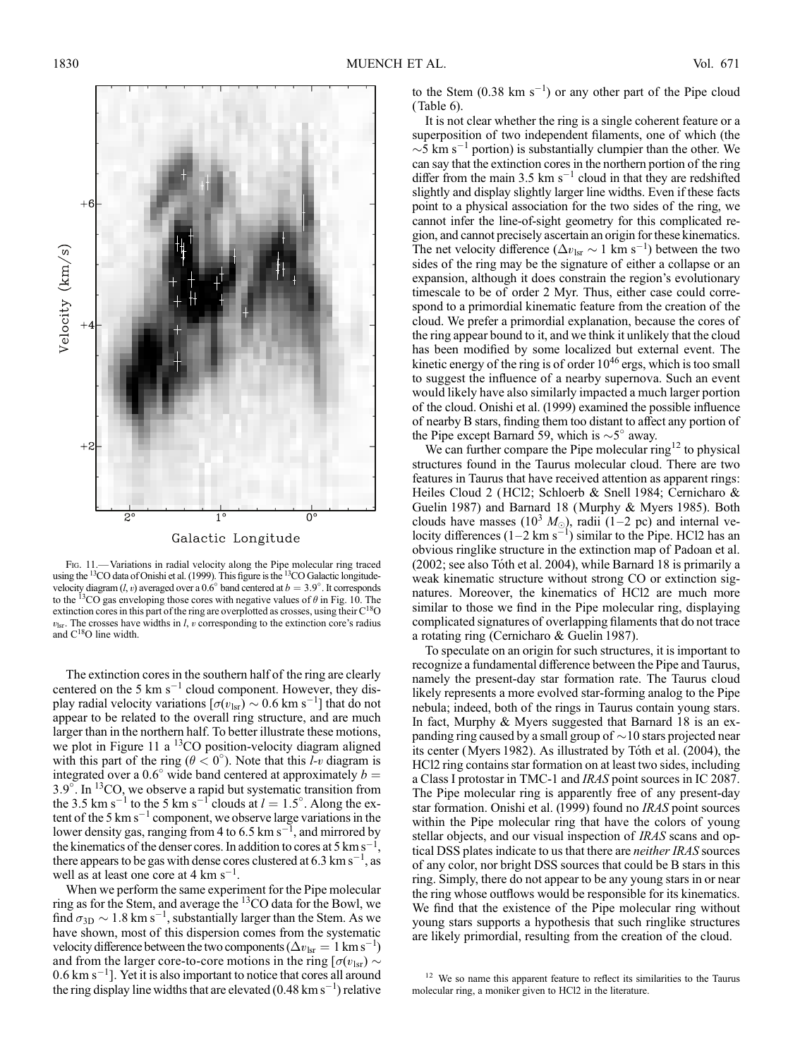Fig. 11.— Variations in radial velocity along the Pipe molecular ring traced using the $^{13}$CO data of Onishi et al. (1999). This figure is the $^{13}$CO Galactic longitude-velocity diagram $(l, v)$ averaged over a $0.6°$ band centered at $b = 3.9°$. It corresponds to the $^{13}$CO gas enveloping those cores with negative values of $\theta$ in Fig. 10. The extinction cores in this part of the ring are overplotted as crosses, using their $C^{18}O$ $v_{lsr}$. The crosses have widths in $l$, $v$ corresponding to the extinction core's radius and $C^{18}O$ line width.

The extinction cores in the southern half of the ring are clearly centered on the 5 km s$^{-1}$ cloud component. However, they display radial velocity variations [$\sigma(v_{lsr}) \sim 0.6$ km s$^{-1}$] that do not appear to be related to the overall ring structure, and are much larger than in the northern half. To better illustrate these motions, we plot in Figure 11 a $^{13}$CO position-velocity diagram aligned with this part of the ring ($\theta < 0°$). Note that this *l*-*v* diagram is integrated over a $0.6°$ wide band centered at approximately $b = 3.9°$. In $^{13}$CO, we observe a rapid but systematic transition from the 3.5 km s$^{-1}$ to the 5 km s$^{-1}$ clouds at $l = 1.5°$. Along the extent of the 5 km s$^{-1}$ component, we observe large variations in the lower density gas, ranging from 4 to 6.5 km s$^{-1}$, and mirrored by the kinematics of the denser cores. In addition to cores at 5 km s$^{-1}$, there appears to be gas with dense cores clustered at 6.3 km s$^{-1}$, as well as at least one core at 4 km s$^{-1}$.

When we perform the same experiment for the Pipe molecular ring as for the Stem, and average the $^{13}$CO data for the Bowl, we find $\sigma_{3D} \sim 1.8$ km s$^{-1}$, substantially larger than the Stem. As we have shown, most of this dispersion comes from the systematic velocity difference between the two components ($\Delta v_{lsr} = 1$ km s$^{-1}$) and from the larger core-to-core motions in the ring [$\sigma(v_{lsr}) \sim 0.6$ km s$^{-1}$]. Yet it is also important to notice that cores all around the ring display line widths that are elevated (0.48 km s$^{-1}$) relative to the Stem (0.38 km s$^{-1}$) or any other part of the Pipe cloud (Table 6).

It is not clear whether the ring is a single coherent feature or a superposition of two independent filaments, one of which (the $\sim$5 km s$^{-1}$ portion) is substantially clumpier than the other. We can say that the extinction cores in the northern portion of the ring differ from the main 3.5 km s$^{-1}$ cloud in that they are redshifted slightly and display slightly larger line widths. Even if these facts point to a physical association for the two sides of the ring, we cannot infer the line-of-sight geometry for this complicated region, and cannot precisely ascertain an origin for these kinematics. The net velocity difference ($\Delta v_{lsr} \sim 1$ km s$^{-1}$) between the two sides of the ring may be the signature of either a collapse or an expansion, although it does constrain the region's evolutionary timescale to be of order 2 Myr. Thus, either case could correspond to a primordial kinematic feature from the creation of the cloud. We prefer a primordial explanation, because the cores of the ring appear bound to it, and we think it unlikely that the cloud has been modified by some localized but external event. The kinetic energy of the ring is of order $10^{46}$ ergs, which is too small to suggest the influence of a nearby supernova. Such an event would likely have also similarly impacted a much larger portion of the cloud. Onishi et al. (1999) examined the possible influence of nearby B stars, finding them too distant to affect any portion of the Pipe except Barnard 59, which is $\sim$5° away.

We can further compare the Pipe molecular ring[12] to physical structures found in the Taurus molecular cloud. There are two features in Taurus that have received attention as apparent rings: Heiles Cloud 2 (HCl2; Schloerb & Snell 1984; Cernicharo & Guelin 1987) and Barnard 18 (Murphy & Myers 1985). Both clouds have masses ($10^3$ $M_\odot$), radii (1–2 pc) and internal velocity differences (1–2 km s$^{-1}$) similar to the Pipe. HCl2 has an obvious ringlike structure in the extinction map of Padoan et al. (2002; see also Tóth et al. 2004), while Barnard 18 is primarily a weak kinematic structure without strong CO or extinction signatures. Moreover, the kinematics of HCl2 are much more similar to those we find in the Pipe molecular ring, displaying complicated signatures of overlapping filaments that do not trace a rotating ring (Cernicharo & Guelin 1987).

To speculate on an origin for such structures, it is important to recognize a fundamental difference between the Pipe and Taurus, namely the present-day star formation rate. The Taurus cloud likely represents a more evolved star-forming analog to the Pipe nebula; indeed, both of the rings in Taurus contain young stars. In fact, Murphy & Myers suggested that Barnard 18 is an expanding ring caused by a small group of $\sim$10 stars projected near its center (Myers 1982). As illustrated by Tóth et al. (2004), the HCl2 ring contains star formation on at least two sides, including a Class I protostar in TMC-1 and *IRAS* point sources in IC 2087. The Pipe molecular ring is apparently free of any present-day star formation. Onishi et al. (1999) found no *IRAS* point sources within the Pipe molecular ring that have the colors of young stellar objects, and our visual inspection of *IRAS* scans and optical DSS plates indicate to us that there are *neither IRAS* sources of any color, nor bright DSS sources that could be B stars in this ring. Simply, there do not appear to be any young stars in or near the ring whose outflows would be responsible for its kinematics. We find that the existence of the Pipe molecular ring without young stars supports a hypothesis that such ringlike structures are likely primordial, resulting from the creation of the cloud.

[12] We so name this apparent feature to reflect its similarities to the Taurus molecular ring, a moniker given to HCl2 in the literature.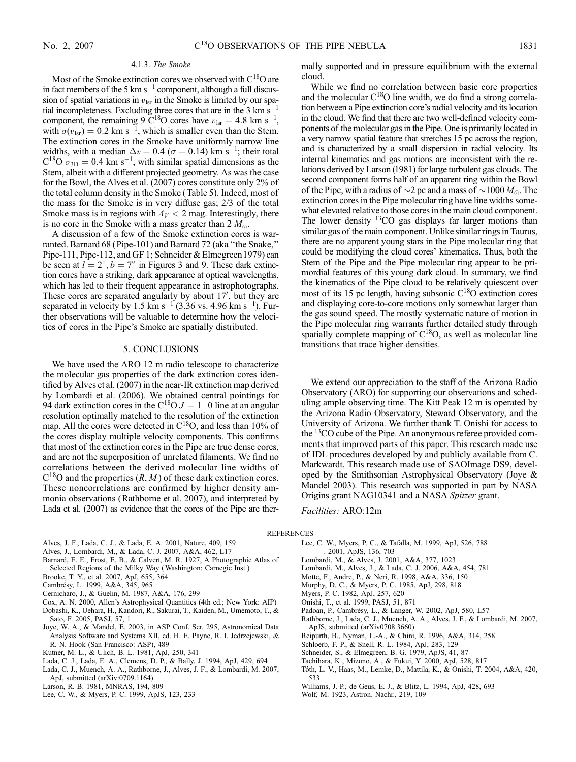#### 4.1.3. *The Smoke*

Most of the Smoke extinction cores we observed with $C^{18}O$ are in fact members of the 5 km $s^{-1}$ component, although a full discussion of spatial variations in $v_{lsr}$ in the Smoke is limited by our spatial incompleteness. Excluding three cores that are in the 3 km $s^{-1}$ component, the remaining 9 $C^{18}O$ cores have $v_{lsr} = 4.8$ km $s^{-1}$, with $\sigma(v_{lsr}) = 0.2$ km $s^{-1}$, which is smaller even than the Stem. The extinction cores in the Smoke have uniformly narrow line widths, with a median $\Delta v = 0.4$ ($\sigma = 0.14$) km $s^{-1}$; their total $C^{18}O$ $\sigma_{3D} = 0.4$ km $s^{-1}$, with similar spatial dimensions as the Stem, albeit with a different projected geometry. As was the case for the Bowl, the Alves et al. (2007) cores constitute only 2% of the total column density in the Smoke (Table 5). Indeed, most of the mass for the Smoke is in very diffuse gas; 2/3 of the total Smoke mass is in regions with $A_V < 2$ mag. Interestingly, there is no core in the Smoke with a mass greater than 2 $M_\odot$.

A discussion of a few of the Smoke extinction cores is warranted. Barnard 68 (Pipe-101) and Barnard 72 (aka "the Snake," Pipe-111, Pipe-112, and GF 1; Schneider & Elmegreen 1979) can be seen at $l = 2°, b = 7°$ in Figures 3 and 9. These dark extinction cores have a striking, dark appearance at optical wavelengths, which has led to their frequent appearance in astrophotographs. These cores are separated angularly by about 17′, but they are separated in velocity by 1.5 km $s^{-1}$ (3.36 vs. 4.96 km $s^{-1}$). Further observations will be valuable to determine how the velocities of cores in the Pipe's Smoke are spatially distributed.

## 5. CONCLUSIONS

We have used the ARO 12 m radio telescope to characterize the molecular gas properties of the dark extinction cores identified by Alves et al. (2007) in the near-IR extinction map derived by Lombardi et al. (2006). We obtained central pointings for 94 dark extinction cores in the $C^{18}O$ $J = 1$–$0$ line at an angular resolution optimally matched to the resolution of the extinction map. All the cores were detected in $C^{18}O$, and less than 10% of the cores display multiple velocity components. This confirms that most of the extinction cores in the Pipe are true dense cores, and are not the superposition of unrelated filaments. We find no correlations between the derived molecular line widths of $C^{18}O$ and the properties ($R$, $M$) of these dark extinction cores. These noncorrelations are confirmed by higher density ammonia observations (Rathborne et al. 2007), and interpreted by Lada et al. (2007) as evidence that the cores of the Pipe are thermally supported and in pressure equilibrium with the external cloud.

While we find no correlation between basic core properties and the molecular $C^{18}O$ line width, we do find a strong correlation between a Pipe extinction core's radial velocity and its location in the cloud. We find that there are two well-defined velocity components of the molecular gas in the Pipe. One is primarily located in a very narrow spatial feature that stretches 15 pc across the region, and is characterized by a small dispersion in radial velocity. Its internal kinematics and gas motions are inconsistent with the relations derived by Larson (1981) for large turbulent gas clouds. The second component forms half of an apparent ring within the Bowl of the Pipe, with a radius of ~2 pc and a mass of ~1000 $M_\odot$. The extinction cores in the Pipe molecular ring have line widths somewhat elevated relative to those cores in the main cloud component. The lower density $^{13}CO$ gas displays far larger motions than similar gas of the main component. Unlike similar rings in Taurus, there are no apparent young stars in the Pipe molecular ring that could be modifying the cloud cores' kinematics. Thus, both the Stem of the Pipe and the Pipe molecular ring appear to be primordial features of this young dark cloud. In summary, we find the kinematics of the Pipe cloud to be relatively quiescent over most of its 15 pc length, having subsonic $C^{18}O$ extinction cores and displaying core-to-core motions only somewhat larger than the gas sound speed. The mostly systematic nature of motion in the Pipe molecular ring warrants further detailed study through spatially complete mapping of $C^{18}O$, as well as molecular line transitions that trace higher densities.

We extend our appreciation to the staff of the Arizona Radio Observatory (ARO) for supporting our observations and scheduling ample observing time. The Kitt Peak 12 m is operated by the Arizona Radio Observatory, Steward Observatory, and the University of Arizona. We further thank T. Onishi for access to the $^{13}CO$ cube of the Pipe. An anonymous referee provided comments that improved parts of this paper. This research made use of IDL procedures developed by and publicly available from C. Markwardt. This research made use of SAOImage DS9, developed by the Smithsonian Astrophysical Observatory (Joye & Mandel 2003). This research was supported in part by NASA Origins grant NAG10341 and a NASA *Spitzer* grant.

*Facilities:* ARO:12m

## REFERENCES

Alves, J. F., Lada, C. J., & Lada, E. A. 2001, Nature, 409, 159
Alves, J., Lombardi, M., & Lada, C. J. 2007, A&A, 462, L17
Barnard, E. E., Frost, E. B., & Calvert, M. R. 1927, A Photographic Atlas of Selected Regions of the Milky Way (Washington: Carnegie Inst.)
Brooke, T. Y., et al. 2007, ApJ, 655, 364
Cambrésy, L. 1999, A&A, 345, 965
Cernicharo, J., & Guelin, M. 1987, A&A, 176, 299
Cox, A. N. 2000, Allen's Astrophysical Quantities (4th ed.; New York: AIP)
Dobashi, K., Uehara, H., Kandori, R., Sakurai, T., Kaiden, M., Umemoto, T., & Sato, F. 2005, PASJ, 57, 1
Joye, W. A., & Mandel, E. 2003, in ASP Conf. Ser. 295, Astronomical Data Analysis Software and Systems XII, ed. H. E. Payne, R. I. Jedrzejewski, & R. N. Hook (San Francisco: ASP), 489
Kutner, M. L., & Ulich, B. L. 1981, ApJ, 250, 341
Lada, C. J., Lada, E. A., Clemens, D. P., & Bally, J. 1994, ApJ, 429, 694
Lada, C. J., Muench, A. A., Rathborne, J., Alves, J. F., & Lombardi, M. 2007, ApJ, submitted (arXiv:0709.1164)
Larson, R. B. 1981, MNRAS, 194, 809
Lee, C. W., & Myers, P. C. 1999, ApJS, 123, 233
Lee, C. W., Myers, P. C., & Tafalla, M. 1999, ApJ, 526, 788
———. 2001, ApJS, 136, 703
Lombardi, M., & Alves, J. 2001, A&A, 377, 1023
Lombardi, M., Alves, J., & Lada, C. J. 2006, A&A, 454, 781
Motte, F., Andre, P., & Neri, R. 1998, A&A, 336, 150
Murphy, D. C., & Myers, P. C. 1985, ApJ, 298, 818
Myers, P. C. 1982, ApJ, 257, 620
Onishi, T., et al. 1999, PASJ, 51, 871
Padoan, P., Cambrésy, L., & Langer, W. 2002, ApJ, 580, L57
Rathborne, J., Lada, C. J., Muench, A. A., Alves, J. F., & Lombardi, M. 2007, ApJS, submitted (arXiv0708.3660)
Reipurth, B., Nyman, L.-A., & Chini, R. 1996, A&A, 314, 258
Schloerb, F. P., & Snell, R. L. 1984, ApJ, 283, 129
Schneider, S., & Elmegreen, B. G. 1979, ApJS, 41, 87
Tachihara, K., Mizuno, A., & Fukui, Y. 2000, ApJ, 528, 817
Tóth, L. V., Haas, M., Lemke, D., Mattila, K., & Onishi, T. 2004, A&A, 420, 533
Williams, J. P., de Geus, E. J., & Blitz, L. 1994, ApJ, 428, 693
Wolf, M. 1923, Astron. Nachr., 219, 109